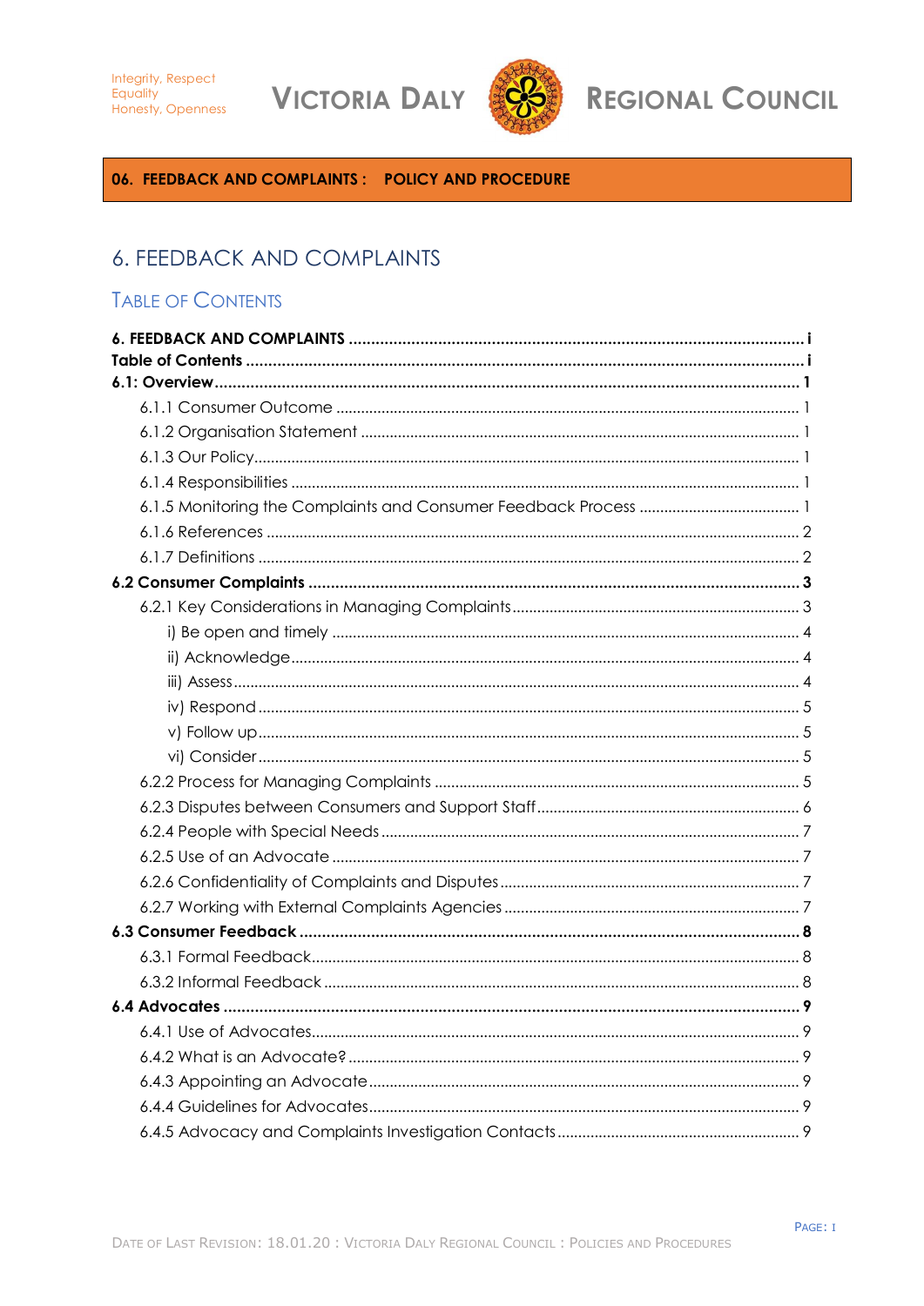**06. FEEDBACK AND COMPLAINTS : POLICY AND PROCEDURE**

# 6. FEEDBACK AND COMPLAINTS

## Table of Contents

**6. FEEDBACK AND COMPLAINTS** ..... i
**Table of Contents** ..... i
**6.1: Overview** ..... 1
- 6.1.1 Consumer Outcome ..... 1
- 6.1.2 Organisation Statement ..... 1
- 6.1.3 Our Policy ..... 1
- 6.1.4 Responsibilities ..... 1
- 6.1.5 Monitoring the Complaints and Consumer Feedback Process ..... 1
- 6.1.6 References ..... 2
- 6.1.7 Definitions ..... 2

**6.2 Consumer Complaints** ..... 3
- 6.2.1 Key Considerations in Managing Complaints ..... 3
  - i) Be open and timely ..... 4
  - ii) Acknowledge ..... 4
  - iii) Assess ..... 4
  - iv) Respond ..... 5
  - v) Follow up ..... 5
  - vi) Consider ..... 5
- 6.2.2 Process for Managing Complaints ..... 5
- 6.2.3 Disputes between Consumers and Support Staff ..... 6
- 6.2.4 People with Special Needs ..... 7
- 6.2.5 Use of an Advocate ..... 7
- 6.2.6 Confidentiality of Complaints and Disputes ..... 7
- 6.2.7 Working with External Complaints Agencies ..... 7

**6.3 Consumer Feedback** ..... 8
- 6.3.1 Formal Feedback ..... 8
- 6.3.2 Informal Feedback ..... 8

**6.4 Advocates** ..... 9
- 6.4.1 Use of Advocates ..... 9
- 6.4.2 What is an Advocate? ..... 9
- 6.4.3 Appointing an Advocate ..... 9
- 6.4.4 Guidelines for Advocates ..... 9
- 6.4.5 Advocacy and Complaints Investigation Contacts ..... 9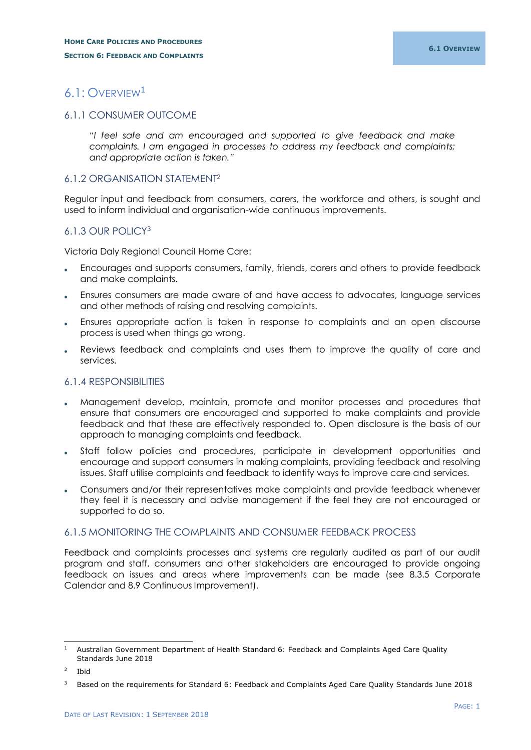# 6.1: Overview[1]

## 6.1.1 CONSUMER OUTCOME

> *"I feel safe and am encouraged and supported to give feedback and make complaints. I am engaged in processes to address my feedback and complaints; and appropriate action is taken."*

## 6.1.2 ORGANISATION STATEMENT[2]

Regular input and feedback from consumers, carers, the workforce and others, is sought and used to inform individual and organisation-wide continuous improvements.

## 6.1.3 OUR POLICY[3]

Victoria Daly Regional Council Home Care:

- Encourages and supports consumers, family, friends, carers and others to provide feedback and make complaints.
- Ensures consumers are made aware of and have access to advocates, language services and other methods of raising and resolving complaints.
- Ensures appropriate action is taken in response to complaints and an open discourse process is used when things go wrong.
- Reviews feedback and complaints and uses them to improve the quality of care and services.

## 6.1.4 RESPONSIBILITIES

- Management develop, maintain, promote and monitor processes and procedures that ensure that consumers are encouraged and supported to make complaints and provide feedback and that these are effectively responded to. Open disclosure is the basis of our approach to managing complaints and feedback.
- Staff follow policies and procedures, participate in development opportunities and encourage and support consumers in making complaints, providing feedback and resolving issues. Staff utilise complaints and feedback to identify ways to improve care and services.
- Consumers and/or their representatives make complaints and provide feedback whenever they feel it is necessary and advise management if the feel they are not encouraged or supported to do so.

## 6.1.5 MONITORING THE COMPLAINTS AND CONSUMER FEEDBACK PROCESS

Feedback and complaints processes and systems are regularly audited as part of our audit program and staff, consumers and other stakeholders are encouraged to provide ongoing feedback on issues and areas where improvements can be made (see 8.3.5 Corporate Calendar and 8.9 Continuous Improvement).

---

[1] Australian Government Department of Health Standard 6: Feedback and Complaints Aged Care Quality Standards June 2018

[2] Ibid

[3] Based on the requirements for Standard 6: Feedback and Complaints Aged Care Quality Standards June 2018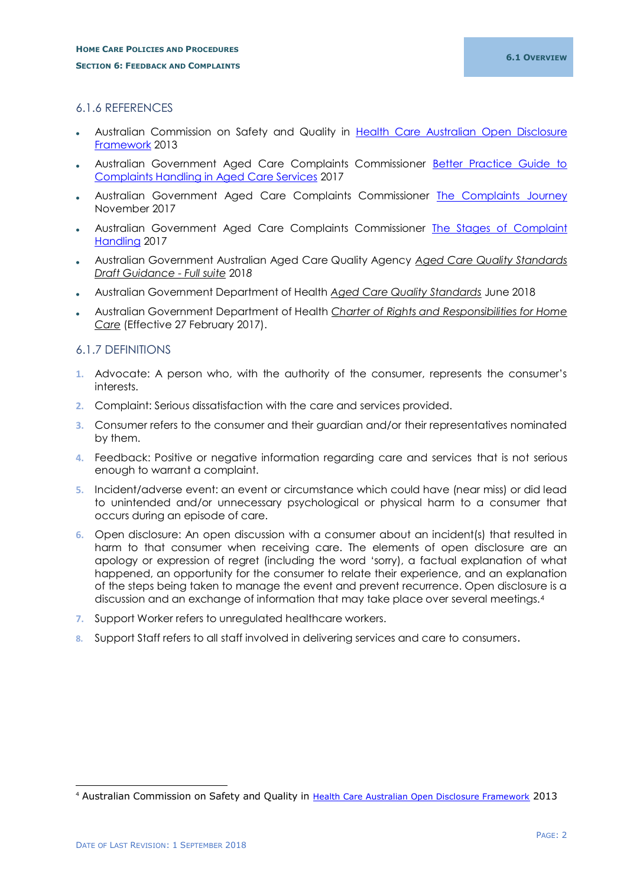### 6.1.6 REFERENCES

- Australian Commission on Safety and Quality in Health Care Australian Open Disclosure Framework 2013
- Australian Government Aged Care Complaints Commissioner Better Practice Guide to Complaints Handling in Aged Care Services 2017
- Australian Government Aged Care Complaints Commissioner The Complaints Journey November 2017
- Australian Government Aged Care Complaints Commissioner The Stages of Complaint Handling 2017
- Australian Government Australian Aged Care Quality Agency *Aged Care Quality Standards Draft Guidance - Full suite* 2018
- Australian Government Department of Health *Aged Care Quality Standards* June 2018
- Australian Government Department of Health *Charter of Rights and Responsibilities for Home Care* (Effective 27 February 2017).

### 6.1.7 DEFINITIONS

1. Advocate: A person who, with the authority of the consumer, represents the consumer's interests.
2. Complaint: Serious dissatisfaction with the care and services provided.
3. Consumer refers to the consumer and their guardian and/or their representatives nominated by them.
4. Feedback: Positive or negative information regarding care and services that is not serious enough to warrant a complaint.
5. Incident/adverse event: an event or circumstance which could have (near miss) or did lead to unintended and/or unnecessary psychological or physical harm to a consumer that occurs during an episode of care.
6. Open disclosure: An open discussion with a consumer about an incident(s) that resulted in harm to that consumer when receiving care. The elements of open disclosure are an apology or expression of regret (including the word 'sorry), a factual explanation of what happened, an opportunity for the consumer to relate their experience, and an explanation of the steps being taken to manage the event and prevent recurrence. Open disclosure is a discussion and an exchange of information that may take place over several meetings.[4]
7. Support Worker refers to unregulated healthcare workers.
8. Support Staff refers to all staff involved in delivering services and care to consumers.

[4] Australian Commission on Safety and Quality in Health Care Australian Open Disclosure Framework 2013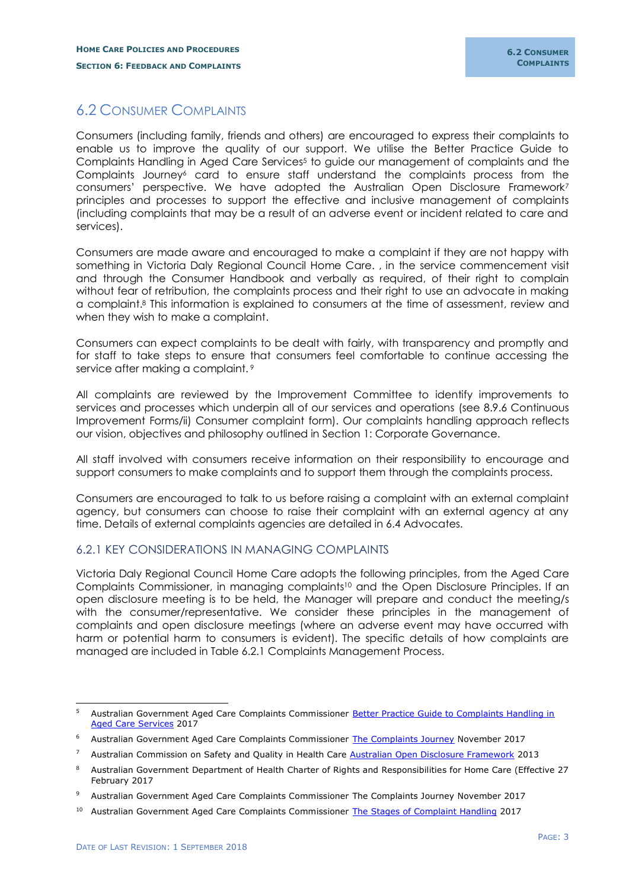## 6.2 Consumer Complaints

Consumers (including family, friends and others) are encouraged to express their complaints to enable us to improve the quality of our support. We utilise the Better Practice Guide to Complaints Handling in Aged Care Services[5] to guide our management of complaints and the Complaints Journey[6] card to ensure staff understand the complaints process from the consumers' perspective. We have adopted the Australian Open Disclosure Framework[7] principles and processes to support the effective and inclusive management of complaints (including complaints that may be a result of an adverse event or incident related to care and services).

Consumers are made aware and encouraged to make a complaint if they are not happy with something in Victoria Daly Regional Council Home Care. , in the service commencement visit and through the Consumer Handbook and verbally as required, of their right to complain without fear of retribution, the complaints process and their right to use an advocate in making a complaint.[8] This information is explained to consumers at the time of assessment, review and when they wish to make a complaint.

Consumers can expect complaints to be dealt with fairly, with transparency and promptly and for staff to take steps to ensure that consumers feel comfortable to continue accessing the service after making a complaint.[9]

All complaints are reviewed by the Improvement Committee to identify improvements to services and processes which underpin all of our services and operations (see 8.9.6 Continuous Improvement Forms/ii) Consumer complaint form). Our complaints handling approach reflects our vision, objectives and philosophy outlined in Section 1: Corporate Governance.

All staff involved with consumers receive information on their responsibility to encourage and support consumers to make complaints and to support them through the complaints process.

Consumers are encouraged to talk to us before raising a complaint with an external complaint agency, but consumers can choose to raise their complaint with an external agency at any time. Details of external complaints agencies are detailed in 6.4 Advocates.

### 6.2.1 Key Considerations in Managing Complaints

Victoria Daly Regional Council Home Care adopts the following principles, from the Aged Care Complaints Commissioner, in managing complaints[10] and the Open Disclosure Principles. If an open disclosure meeting is to be held, the Manager will prepare and conduct the meeting/s with the consumer/representative. We consider these principles in the management of complaints and open disclosure meetings (where an adverse event may have occurred with harm or potential harm to consumers is evident). The specific details of how complaints are managed are included in Table 6.2.1 Complaints Management Process.

---

[5] Australian Government Aged Care Complaints Commissioner Better Practice Guide to Complaints Handling in Aged Care Services 2017

[6] Australian Government Aged Care Complaints Commissioner The Complaints Journey November 2017

[7] Australian Commission on Safety and Quality in Health Care Australian Open Disclosure Framework 2013

[8] Australian Government Department of Health Charter of Rights and Responsibilities for Home Care (Effective 27 February 2017

[9] Australian Government Aged Care Complaints Commissioner The Complaints Journey November 2017

[10] Australian Government Aged Care Complaints Commissioner The Stages of Complaint Handling 2017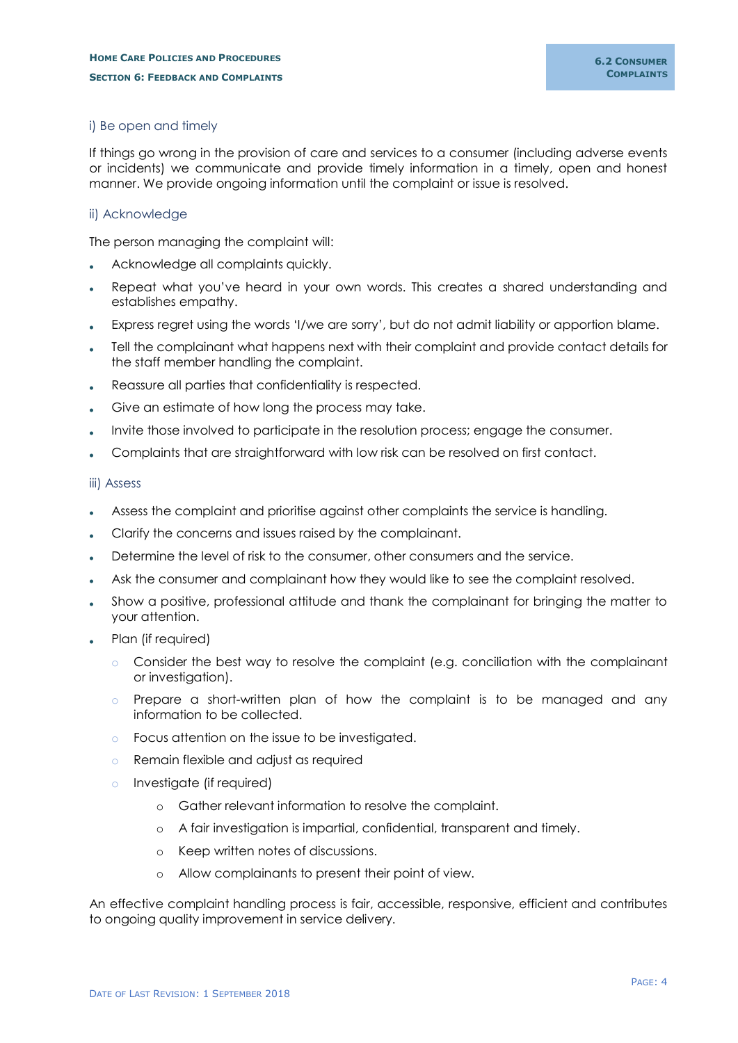### i) Be open and timely

If things go wrong in the provision of care and services to a consumer (including adverse events or incidents) we communicate and provide timely information in a timely, open and honest manner. We provide ongoing information until the complaint or issue is resolved.

### ii) Acknowledge

The person managing the complaint will:

- Acknowledge all complaints quickly.
- Repeat what you've heard in your own words. This creates a shared understanding and establishes empathy.
- Express regret using the words 'I/we are sorry', but do not admit liability or apportion blame.
- Tell the complainant what happens next with their complaint and provide contact details for the staff member handling the complaint.
- Reassure all parties that confidentiality is respected.
- Give an estimate of how long the process may take.
- Invite those involved to participate in the resolution process; engage the consumer.
- Complaints that are straightforward with low risk can be resolved on first contact.

### iii) Assess

- Assess the complaint and prioritise against other complaints the service is handling.
- Clarify the concerns and issues raised by the complainant.
- Determine the level of risk to the consumer, other consumers and the service.
- Ask the consumer and complainant how they would like to see the complaint resolved.
- Show a positive, professional attitude and thank the complainant for bringing the matter to your attention.
- Plan (if required)
  - Consider the best way to resolve the complaint (e.g. conciliation with the complainant or investigation).
  - Prepare a short-written plan of how the complaint is to be managed and any information to be collected.
  - Focus attention on the issue to be investigated.
  - Remain flexible and adjust as required
  - Investigate (if required)
    - Gather relevant information to resolve the complaint.
    - A fair investigation is impartial, confidential, transparent and timely.
    - Keep written notes of discussions.
    - Allow complainants to present their point of view.

An effective complaint handling process is fair, accessible, responsive, efficient and contributes to ongoing quality improvement in service delivery.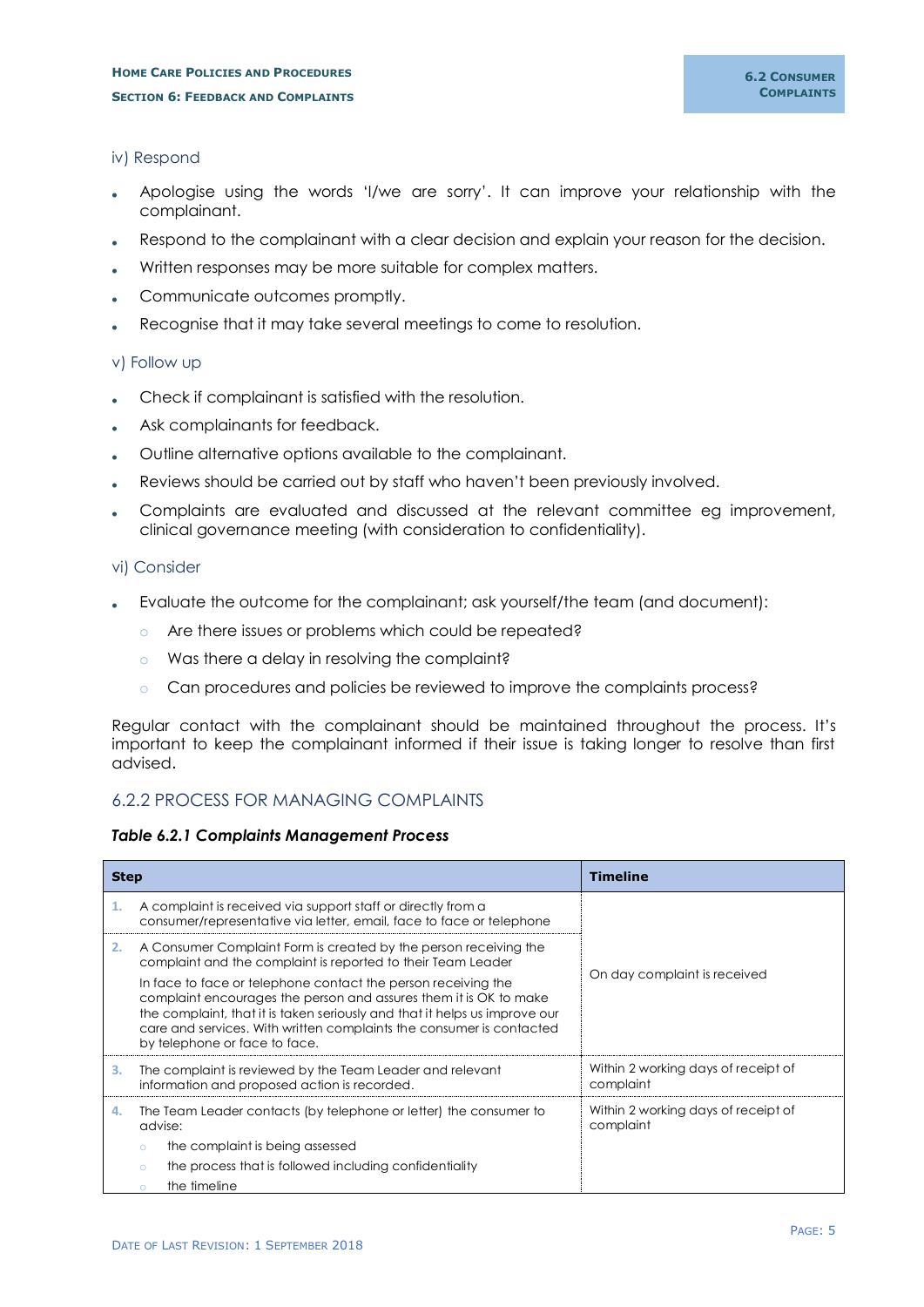iv) Respond

- Apologise using the words 'I/we are sorry'. It can improve your relationship with the complainant.
- Respond to the complainant with a clear decision and explain your reason for the decision.
- Written responses may be more suitable for complex matters.
- Communicate outcomes promptly.
- Recognise that it may take several meetings to come to resolution.

v) Follow up

- Check if complainant is satisfied with the resolution.
- Ask complainants for feedback.
- Outline alternative options available to the complainant.
- Reviews should be carried out by staff who haven't been previously involved.
- Complaints are evaluated and discussed at the relevant committee eg improvement, clinical governance meeting (with consideration to confidentiality).

vi) Consider

- Evaluate the outcome for the complainant; ask yourself/the team (and document):
  - Are there issues or problems which could be repeated?
  - Was there a delay in resolving the complaint?
  - Can procedures and policies be reviewed to improve the complaints process?

Regular contact with the complainant should be maintained throughout the process. It's important to keep the complainant informed if their issue is taking longer to resolve than first advised.

## 6.2.2 PROCESS FOR MANAGING COMPLAINTS

***Table 6.2.1 Complaints Management Process***

| Step | Timeline |
|---|---|
| 1. A complaint is received via support staff or directly from a consumer/representative via letter, email, face to face or telephone | On day complaint is received |
| 2. A Consumer Complaint Form is created by the person receiving the complaint and the complaint is reported to their Team Leader<br>In face to face or telephone contact the person receiving the complaint encourages the person and assures them it is OK to make the complaint, that it is taken seriously and that it helps us improve our care and services. With written complaints the consumer is contacted by telephone or face to face. | |
| 3. The complaint is reviewed by the Team Leader and relevant information and proposed action is recorded. | Within 2 working days of receipt of complaint |
| 4. The Team Leader contacts (by telephone or letter) the consumer to advise:<br>◦ the complaint is being assessed<br>◦ the process that is followed including confidentiality<br>◦ the timeline | Within 2 working days of receipt of complaint |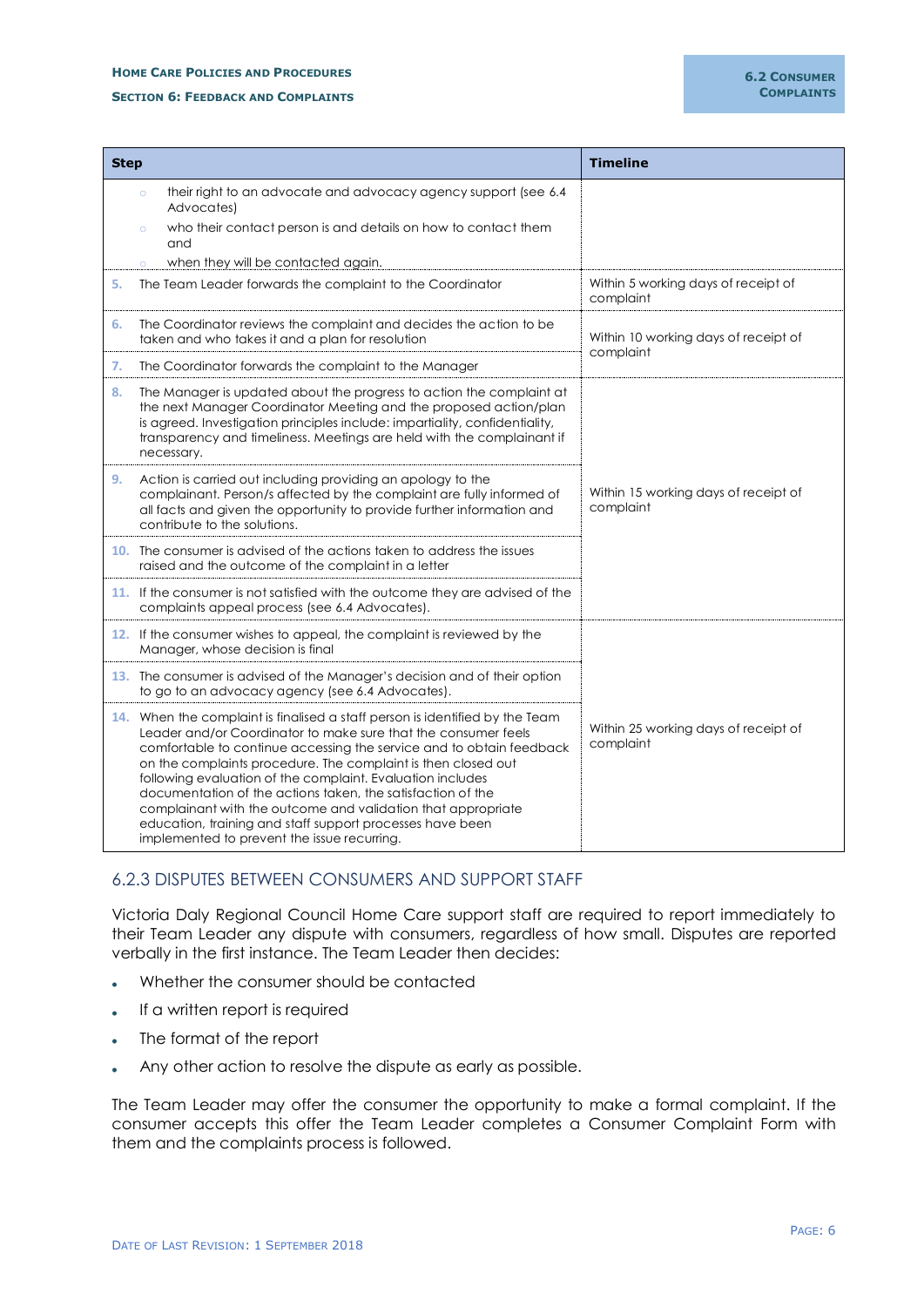| Step | Timeline |
|---|---|
| ○ their right to an advocate and advocacy agency support (see 6.4 Advocates)<br>○ who their contact person is and details on how to contact them and<br>○ when they will be contacted again. | |
| 5. The Team Leader forwards the complaint to the Coordinator | Within 5 working days of receipt of complaint |
| 6. The Coordinator reviews the complaint and decides the action to be taken and who takes it and a plan for resolution | Within 10 working days of receipt of complaint |
| 7. The Coordinator forwards the complaint to the Manager | |
| 8. The Manager is updated about the progress to action the complaint at the next Manager Coordinator Meeting and the proposed action/plan is agreed. Investigation principles include: impartiality, confidentiality, transparency and timeliness. Meetings are held with the complainant if necessary. | Within 15 working days of receipt of complaint |
| 9. Action is carried out including providing an apology to the complainant. Person/s affected by the complaint are fully informed of all facts and given the opportunity to provide further information and contribute to the solutions. | |
| 10. The consumer is advised of the actions taken to address the issues raised and the outcome of the complaint in a letter | |
| 11. If the consumer is not satisfied with the outcome they are advised of the complaints appeal process (see 6.4 Advocates). | |
| 12. If the consumer wishes to appeal, the complaint is reviewed by the Manager, whose decision is final | Within 25 working days of receipt of complaint |
| 13. The consumer is advised of the Manager's decision and of their option to go to an advocacy agency (see 6.4 Advocates). | |
| 14. When the complaint is finalised a staff person is identified by the Team Leader and/or Coordinator to make sure that the consumer feels comfortable to continue accessing the service and to obtain feedback on the complaints procedure. The complaint is then closed out following evaluation of the complaint. Evaluation includes documentation of the actions taken, the satisfaction of the complainant with the outcome and validation that appropriate education, training and staff support processes have been implemented to prevent the issue recurring. | |

## 6.2.3 DISPUTES BETWEEN CONSUMERS AND SUPPORT STAFF

Victoria Daly Regional Council Home Care support staff are required to report immediately to their Team Leader any dispute with consumers, regardless of how small. Disputes are reported verbally in the first instance. The Team Leader then decides:

- Whether the consumer should be contacted
- If a written report is required
- The format of the report
- Any other action to resolve the dispute as early as possible.

The Team Leader may offer the consumer the opportunity to make a formal complaint. If the consumer accepts this offer the Team Leader completes a Consumer Complaint Form with them and the complaints process is followed.

DATE OF LAST REVISION: 1 SEPTEMBER 2018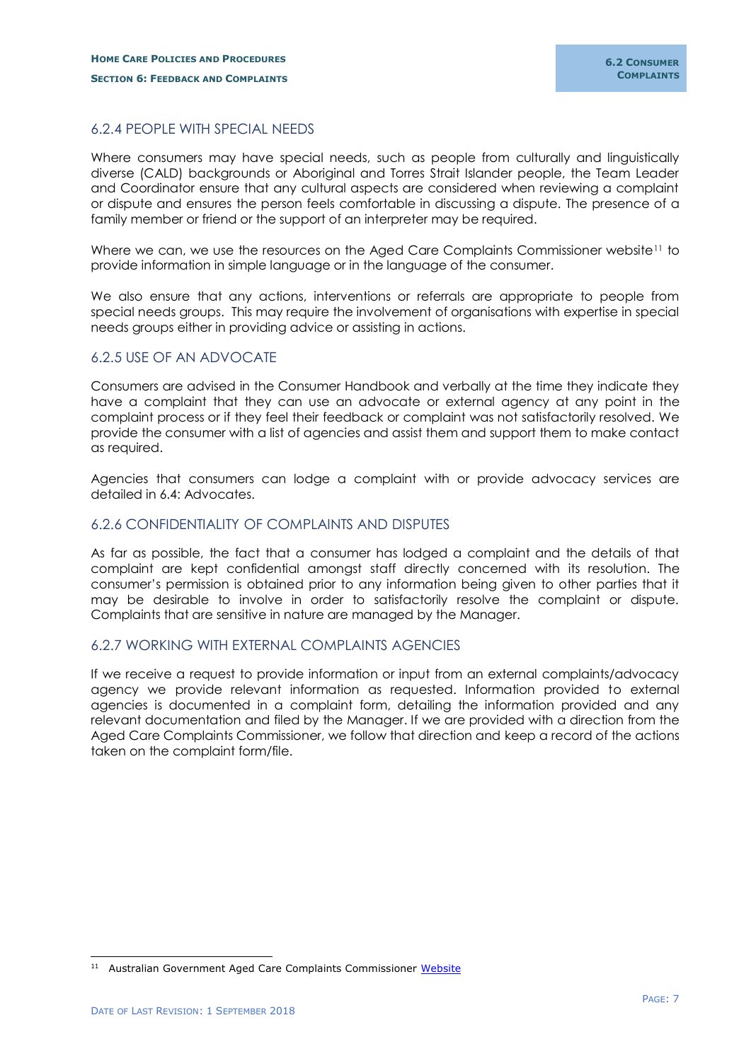### 6.2.4 PEOPLE WITH SPECIAL NEEDS

Where consumers may have special needs, such as people from culturally and linguistically diverse (CALD) backgrounds or Aboriginal and Torres Strait Islander people, the Team Leader and Coordinator ensure that any cultural aspects are considered when reviewing a complaint or dispute and ensures the person feels comfortable in discussing a dispute. The presence of a family member or friend or the support of an interpreter may be required.

Where we can, we use the resources on the Aged Care Complaints Commissioner website[11] to provide information in simple language or in the language of the consumer.

We also ensure that any actions, interventions or referrals are appropriate to people from special needs groups. This may require the involvement of organisations with expertise in special needs groups either in providing advice or assisting in actions.

### 6.2.5 USE OF AN ADVOCATE

Consumers are advised in the Consumer Handbook and verbally at the time they indicate they have a complaint that they can use an advocate or external agency at any point in the complaint process or if they feel their feedback or complaint was not satisfactorily resolved. We provide the consumer with a list of agencies and assist them and support them to make contact as required.

Agencies that consumers can lodge a complaint with or provide advocacy services are detailed in 6.4: Advocates.

### 6.2.6 CONFIDENTIALITY OF COMPLAINTS AND DISPUTES

As far as possible, the fact that a consumer has lodged a complaint and the details of that complaint are kept confidential amongst staff directly concerned with its resolution. The consumer's permission is obtained prior to any information being given to other parties that it may be desirable to involve in order to satisfactorily resolve the complaint or dispute. Complaints that are sensitive in nature are managed by the Manager.

### 6.2.7 WORKING WITH EXTERNAL COMPLAINTS AGENCIES

If we receive a request to provide information or input from an external complaints/advocacy agency we provide relevant information as requested. Information provided to external agencies is documented in a complaint form, detailing the information provided and any relevant documentation and filed by the Manager. If we are provided with a direction from the Aged Care Complaints Commissioner, we follow that direction and keep a record of the actions taken on the complaint form/file.

---

[11] Australian Government Aged Care Complaints Commissioner Website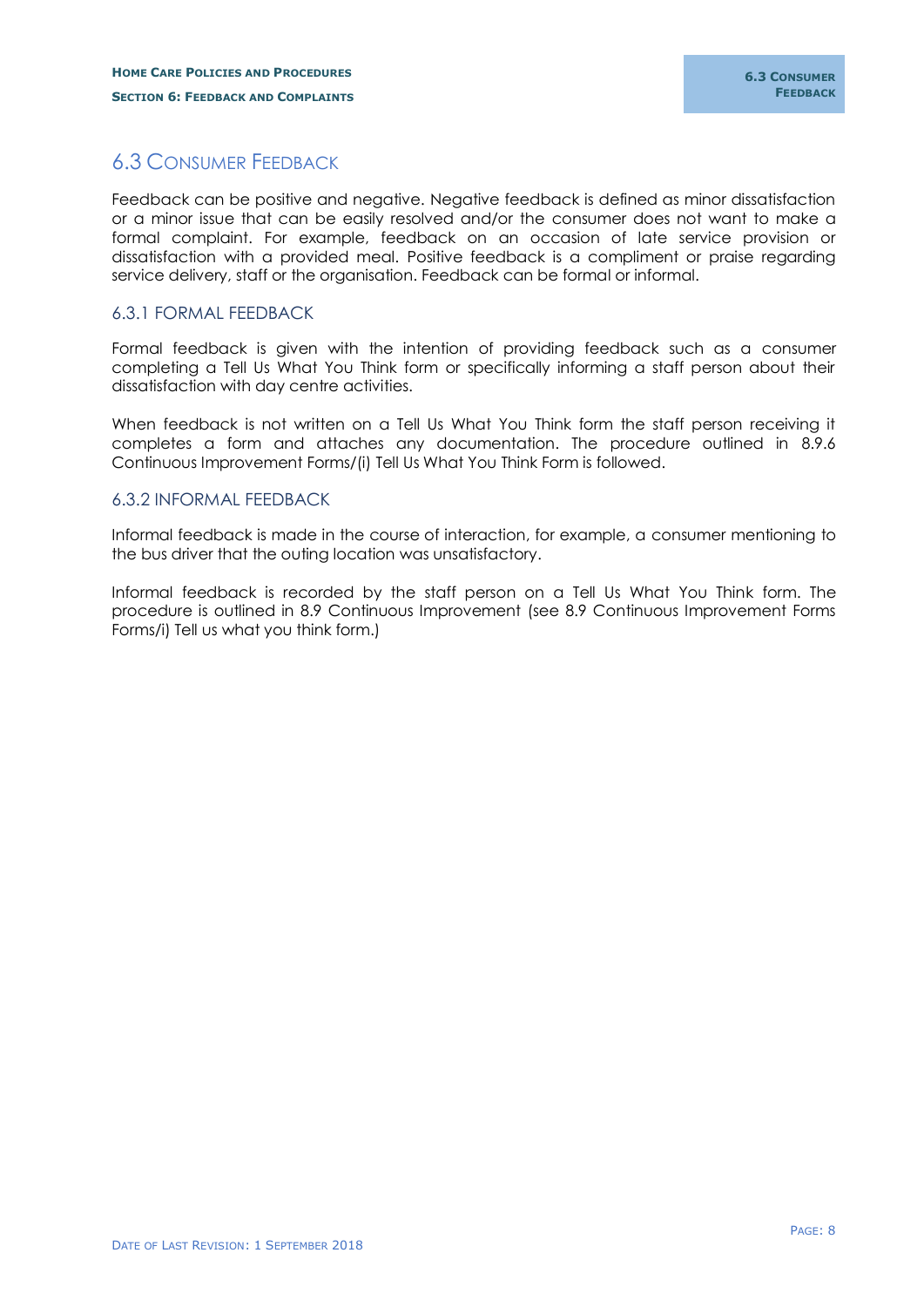## 6.3 Consumer Feedback

Feedback can be positive and negative. Negative feedback is defined as minor dissatisfaction or a minor issue that can be easily resolved and/or the consumer does not want to make a formal complaint. For example, feedback on an occasion of late service provision or dissatisfaction with a provided meal. Positive feedback is a compliment or praise regarding service delivery, staff or the organisation. Feedback can be formal or informal.

### 6.3.1 FORMAL FEEDBACK

Formal feedback is given with the intention of providing feedback such as a consumer completing a Tell Us What You Think form or specifically informing a staff person about their dissatisfaction with day centre activities.

When feedback is not written on a Tell Us What You Think form the staff person receiving it completes a form and attaches any documentation. The procedure outlined in 8.9.6 Continuous Improvement Forms/(i) Tell Us What You Think Form is followed.

### 6.3.2 INFORMAL FEEDBACK

Informal feedback is made in the course of interaction, for example, a consumer mentioning to the bus driver that the outing location was unsatisfactory.

Informal feedback is recorded by the staff person on a Tell Us What You Think form. The procedure is outlined in 8.9 Continuous Improvement (see 8.9 Continuous Improvement Forms Forms/i) Tell us what you think form.)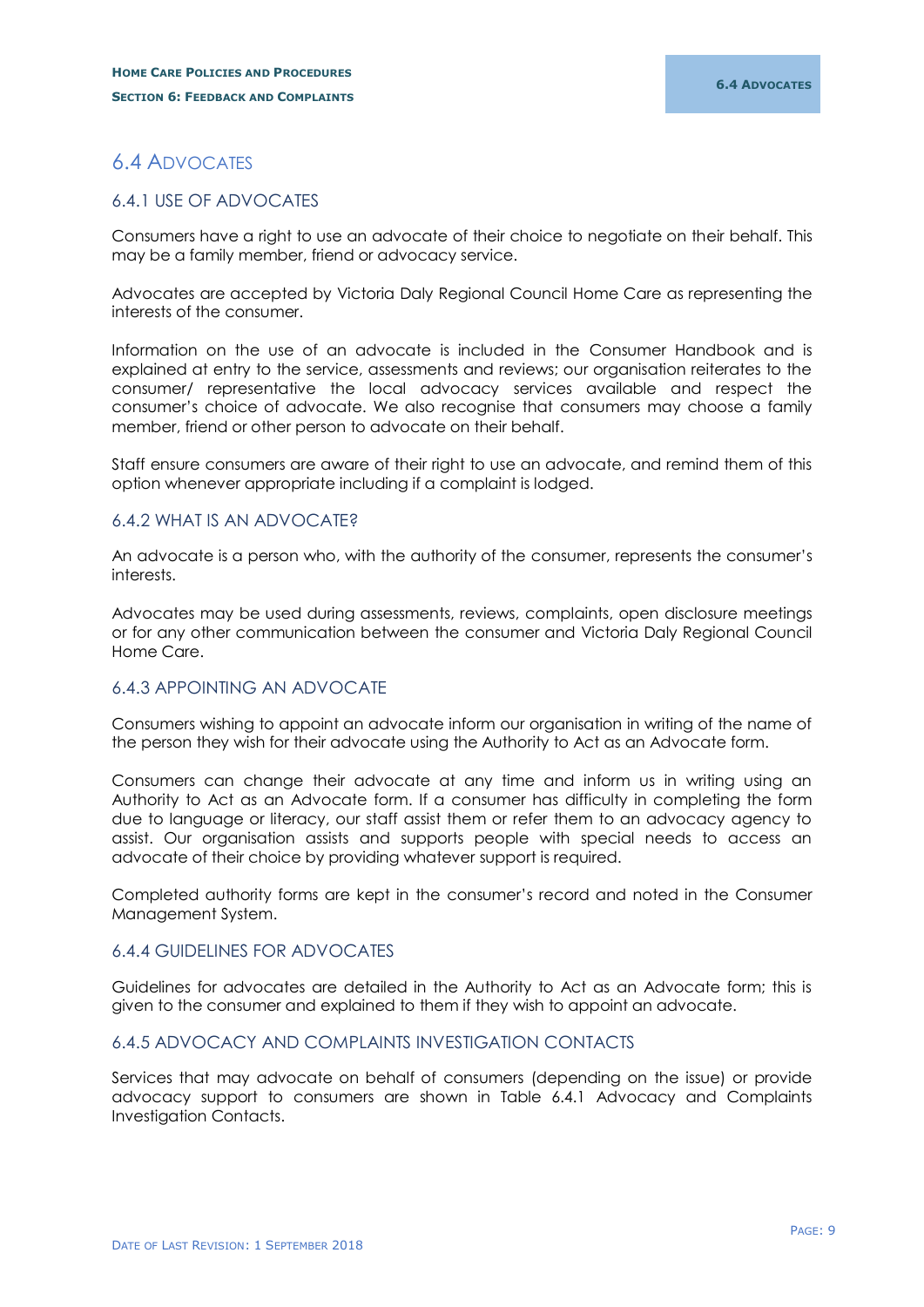## 6.4 ADVOCATES

### 6.4.1 USE OF ADVOCATES

Consumers have a right to use an advocate of their choice to negotiate on their behalf. This may be a family member, friend or advocacy service.

Advocates are accepted by Victoria Daly Regional Council Home Care as representing the interests of the consumer.

Information on the use of an advocate is included in the Consumer Handbook and is explained at entry to the service, assessments and reviews; our organisation reiterates to the consumer/ representative the local advocacy services available and respect the consumer's choice of advocate. We also recognise that consumers may choose a family member, friend or other person to advocate on their behalf.

Staff ensure consumers are aware of their right to use an advocate, and remind them of this option whenever appropriate including if a complaint is lodged.

### 6.4.2 WHAT IS AN ADVOCATE?

An advocate is a person who, with the authority of the consumer, represents the consumer's interests.

Advocates may be used during assessments, reviews, complaints, open disclosure meetings or for any other communication between the consumer and Victoria Daly Regional Council Home Care.

### 6.4.3 APPOINTING AN ADVOCATE

Consumers wishing to appoint an advocate inform our organisation in writing of the name of the person they wish for their advocate using the Authority to Act as an Advocate form.

Consumers can change their advocate at any time and inform us in writing using an Authority to Act as an Advocate form. If a consumer has difficulty in completing the form due to language or literacy, our staff assist them or refer them to an advocacy agency to assist. Our organisation assists and supports people with special needs to access an advocate of their choice by providing whatever support is required.

Completed authority forms are kept in the consumer's record and noted in the Consumer Management System.

### 6.4.4 GUIDELINES FOR ADVOCATES

Guidelines for advocates are detailed in the Authority to Act as an Advocate form; this is given to the consumer and explained to them if they wish to appoint an advocate.

### 6.4.5 ADVOCACY AND COMPLAINTS INVESTIGATION CONTACTS

Services that may advocate on behalf of consumers (depending on the issue) or provide advocacy support to consumers are shown in Table 6.4.1 Advocacy and Complaints Investigation Contacts.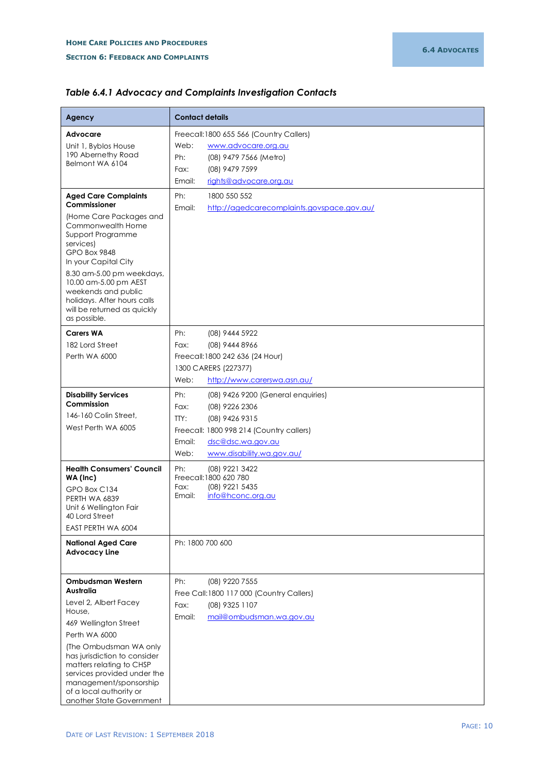*Table 6.4.1 Advocacy and Complaints Investigation Contacts*

| Agency | Contact details |
|---|---|
| **Advocare**<br>Unit 1, Byblos House<br>190 Abernethy Road<br>Belmont WA 6104 | Freecall: 1800 655 566 (Country Callers)<br>Web: www.advocare.org.au<br>Ph: (08) 9479 7566 (Metro)<br>Fax: (08) 9479 7599<br>Email: rights@advocare.org.au |
| **Aged Care Complaints Commissioner**<br>(Home Care Packages and Commonwealth Home Support Programme services)<br>GPO Box 9848<br>In your Capital City<br>8.30 am-5.00 pm weekdays, 10.00 am-5.00 pm AEST weekends and public holidays. After hours calls will be returned as quickly as possible. | Ph: 1800 550 552<br>Email: http://agedcarecomplaints.govspace.gov.au/ |
| **Carers WA**<br>182 Lord Street<br>Perth WA 6000 | Ph: (08) 9444 5922<br>Fax: (08) 9444 8966<br>Freecall: 1800 242 636 (24 Hour)<br>1300 CARERS (227377)<br>Web: http://www.carerswa.asn.au/ |
| **Disability Services Commission**<br>146-160 Colin Street,<br>West Perth WA 6005 | Ph: (08) 9426 9200 (General enquiries)<br>Fax: (08) 9226 2306<br>TTY: (08) 9426 9315<br>Freecall: 1800 998 214 (Country callers)<br>Email: dsc@dsc.wa.gov.au<br>Web: www.disability.wa.gov.au/ |
| **Health Consumers' Council WA (Inc)**<br>GPO Box C134<br>PERTH WA 6839<br>Unit 6 Wellington Fair<br>40 Lord Street<br>EAST PERTH WA 6004 | Ph: (08) 9221 3422<br>Freecall: 1800 620 780<br>Fax: (08) 9221 5435<br>Email: info@hconc.org.au |
| **National Aged Care Advocacy Line** | Ph: 1800 700 600 |
| **Ombudsman Western Australia**<br>Level 2, Albert Facey House,<br>469 Wellington Street<br>Perth WA 6000<br>(The Ombudsman WA only has jurisdiction to consider matters relating to CHSP services provided under the management/sponsorship of a local authority or another State Government | Ph: (08) 9220 7555<br>Free Call: 1800 117 000 (Country Callers)<br>Fax: (08) 9325 1107<br>Email: mail@ombudsman.wa.gov.au |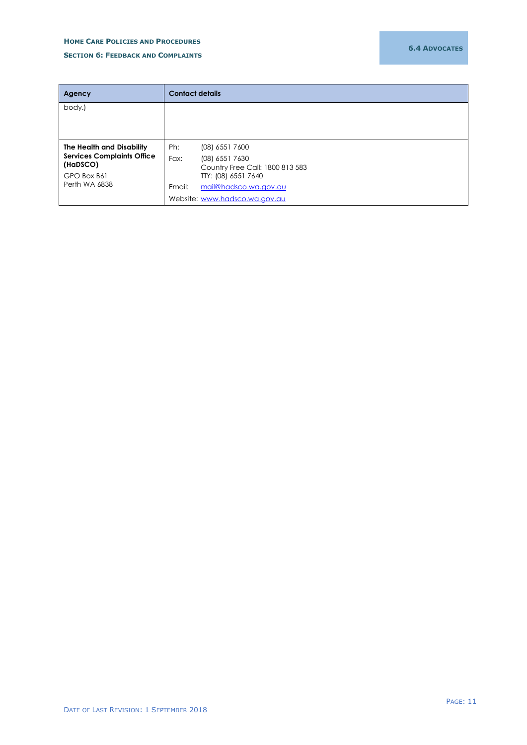| Agency | Contact details |
|---|---|
| body.) | |
| **The Health and Disability Services Complaints Office (HaDSCO)**<br>GPO Box B61<br>Perth WA 6838 | Ph: (08) 6551 7600<br>Fax: (08) 6551 7630<br>Country Free Call: 1800 813 583<br>TTY: (08) 6551 7640<br>Email: mail@hadsco.wa.gov.au<br>Website: www.hadsco.wa.gov.au |